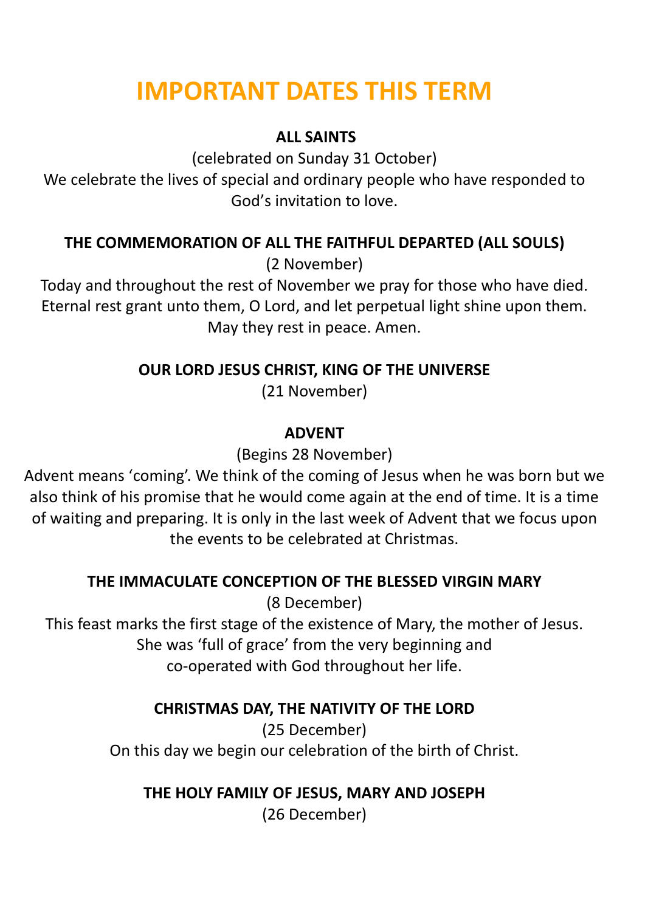# IMPORTANT DATES THIS TERM

**ALL SAINTS**

(celebrated on Sunday 31 October)

We celebrate the lives of special and ordinary people who have responded to God's invitation to love.

**THE COMMEMORATION OF ALL THE FAITHFUL DEPARTED (ALL SOULS)**

(2 November)

Today and throughout the rest of November we pray for those who have died. Eternal rest grant unto them, O Lord, and let perpetual light shine upon them. May they rest in peace. Amen.

**OUR LORD JESUS CHRIST, KING OF THE UNIVERSE**

(21 November)

**ADVENT**

(Begins 28 November)

Advent means 'coming'. We think of the coming of Jesus when he was born but we also think of his promise that he would come again at the end of time. It is a time of waiting and preparing. It is only in the last week of Advent that we focus upon the events to be celebrated at Christmas.

**THE IMMACULATE CONCEPTION OF THE BLESSED VIRGIN MARY**

(8 December)

This feast marks the first stage of the existence of Mary, the mother of Jesus. She was 'full of grace' from the very beginning and co-operated with God throughout her life.

**CHRISTMAS DAY, THE NATIVITY OF THE LORD**

(25 December)

On this day we begin our celebration of the birth of Christ.

**THE HOLY FAMILY OF JESUS, MARY AND JOSEPH**

(26 December)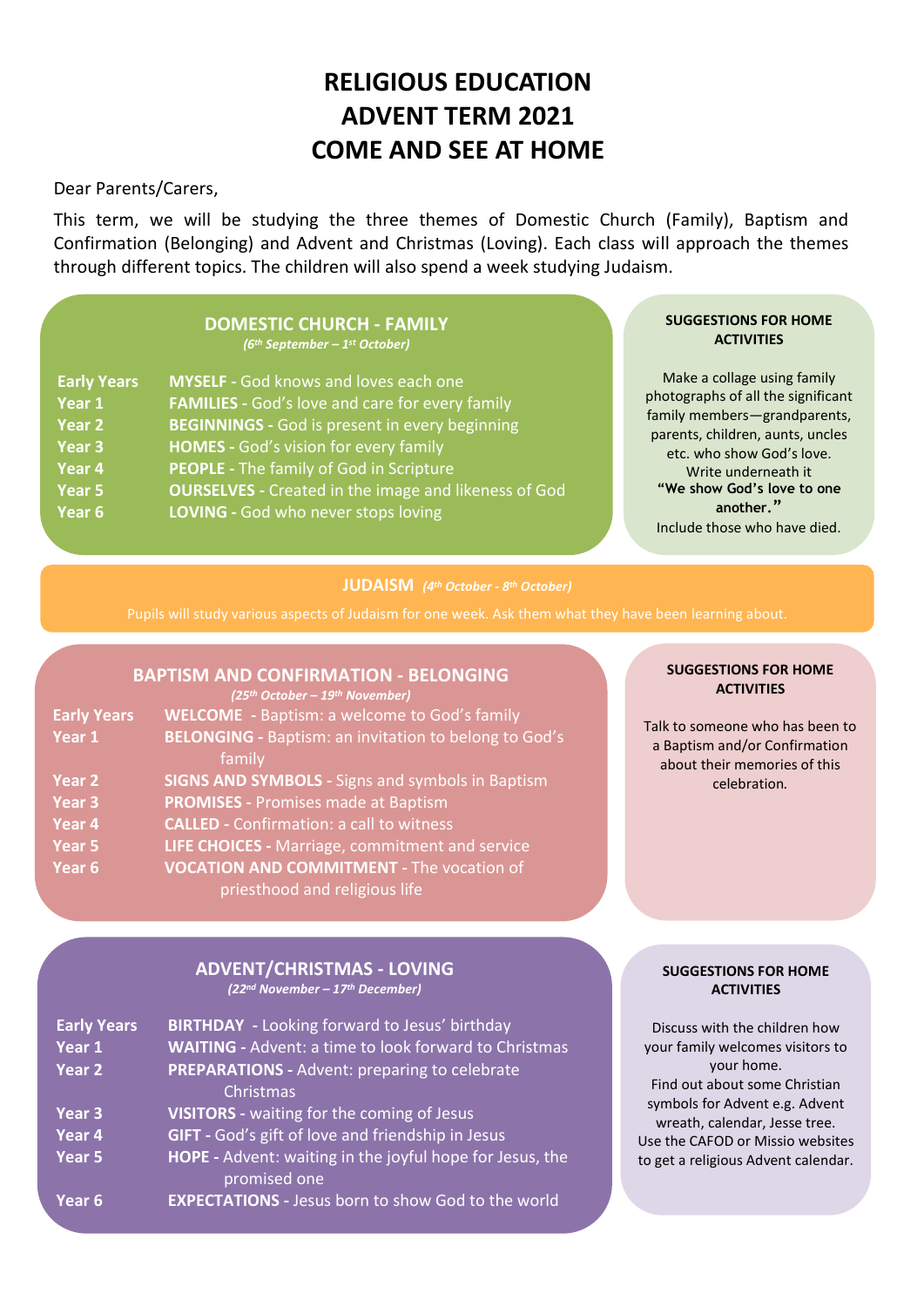# RELIGIOUS EDUCATION
# ADVENT TERM 2021
# COME AND SEE AT HOME

Dear Parents/Carers,

This term, we will be studying the three themes of Domestic Church (Family), Baptism and Confirmation (Belonging) and Advent and Christmas (Loving). Each class will approach the themes through different topics. The children will also spend a week studying Judaism.

## DOMESTIC CHURCH - FAMILY

*(6th September – 1st October)*

| | |
|---|---|
| **Early Years** | **MYSELF -** God knows and loves each one |
| **Year 1** | **FAMILIES -** God's love and care for every family |
| **Year 2** | **BEGINNINGS -** God is present in every beginning |
| **Year 3** | **HOMES -** God's vision for every family |
| **Year 4** | **PEOPLE -** The family of God in Scripture |
| **Year 5** | **OURSELVES -** Created in the image and likeness of God |
| **Year 6** | **LOVING -** God who never stops loving |

### SUGGESTIONS FOR HOME ACTIVITIES

Make a collage using family photographs of all the significant family members—grandparents, parents, children, aunts, uncles etc. who show God's love.
Write underneath it
**"We show God's love to one another."**
Include those who have died.

## JUDAISM *(4th October - 8th October)*

Pupils will study various aspects of Judaism for one week. Ask them what they have been learning about.

## BAPTISM AND CONFIRMATION - BELONGING

*(25th October – 19th November)*

| | |
|---|---|
| **Early Years** | **WELCOME** - Baptism: a welcome to God's family |
| **Year 1** | **BELONGING -** Baptism: an invitation to belong to God's family |
| **Year 2** | **SIGNS AND SYMBOLS -** Signs and symbols in Baptism |
| **Year 3** | **PROMISES -** Promises made at Baptism |
| **Year 4** | **CALLED -** Confirmation: a call to witness |
| **Year 5** | **LIFE CHOICES -** Marriage, commitment and service |
| **Year 6** | **VOCATION AND COMMITMENT -** The vocation of priesthood and religious life |

### SUGGESTIONS FOR HOME ACTIVITIES

Talk to someone who has been to a Baptism and/or Confirmation about their memories of this celebration.

## ADVENT/CHRISTMAS - LOVING

*(22nd November – 17th December)*

| | |
|---|---|
| **Early Years** | **BIRTHDAY** - Looking forward to Jesus' birthday |
| **Year 1** | **WAITING -** Advent: a time to look forward to Christmas |
| **Year 2** | **PREPARATIONS -** Advent: preparing to celebrate Christmas |
| **Year 3** | **VISITORS -** waiting for the coming of Jesus |
| **Year 4** | **GIFT -** God's gift of love and friendship in Jesus |
| **Year 5** | **HOPE -** Advent: waiting in the joyful hope for Jesus, the promised one |
| **Year 6** | **EXPECTATIONS -** Jesus born to show God to the world |

### SUGGESTIONS FOR HOME ACTIVITIES

Discuss with the children how your family welcomes visitors to your home.
Find out about some Christian symbols for Advent e.g. Advent wreath, calendar, Jesse tree.
Use the CAFOD or Missio websites to get a religious Advent calendar.